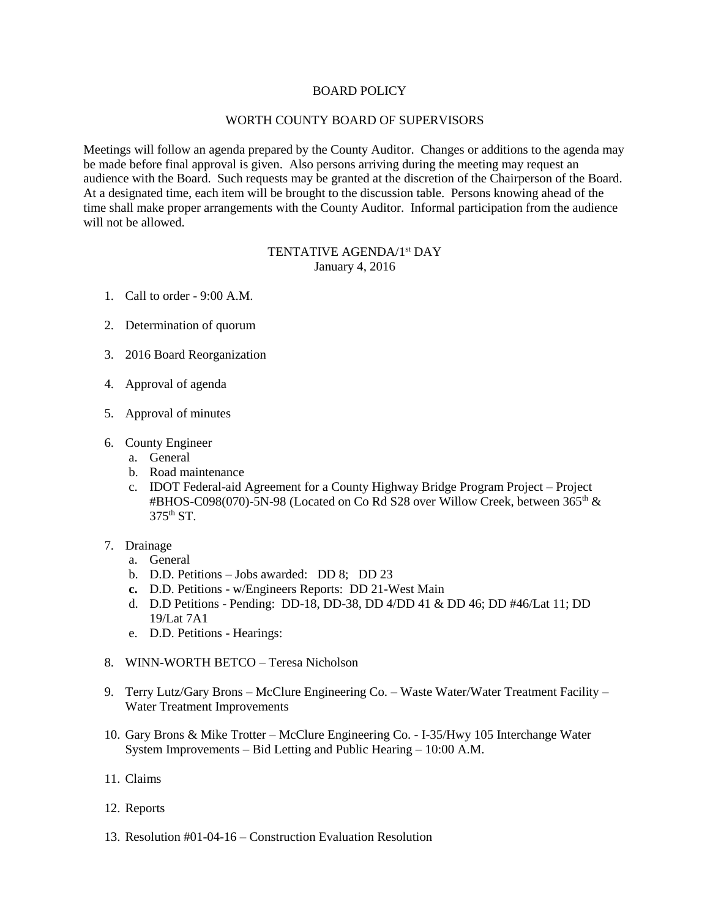# BOARD POLICY

## WORTH COUNTY BOARD OF SUPERVISORS

Meetings will follow an agenda prepared by the County Auditor. Changes or additions to the agenda may be made before final approval is given. Also persons arriving during the meeting may request an audience with the Board. Such requests may be granted at the discretion of the Chairperson of the Board. At a designated time, each item will be brought to the discussion table. Persons knowing ahead of the time shall make proper arrangements with the County Auditor. Informal participation from the audience will not be allowed.

### TENTATIVE AGENDA/1st DAY
January 4, 2016

1. Call to order - 9:00 A.M.

2. Determination of quorum

3. 2016 Board Reorganization

4. Approval of agenda

5. Approval of minutes

6. County Engineer
   a. General
   b. Road maintenance
   c. IDOT Federal-aid Agreement for a County Highway Bridge Program Project – Project #BHOS-C098(070)-5N-98 (Located on Co Rd S28 over Willow Creek, between 365th & 375th ST.

7. Drainage
   a. General
   b. D.D. Petitions – Jobs awarded: DD 8; DD 23
   **c.** D.D. Petitions - w/Engineers Reports: DD 21-West Main
   d. D.D Petitions - Pending: DD-18, DD-38, DD 4/DD 41 & DD 46; DD #46/Lat 11; DD 19/Lat 7A1
   e. D.D. Petitions - Hearings:

8. WINN-WORTH BETCO – Teresa Nicholson

9. Terry Lutz/Gary Brons – McClure Engineering Co. – Waste Water/Water Treatment Facility – Water Treatment Improvements

10. Gary Brons & Mike Trotter – McClure Engineering Co. - I-35/Hwy 105 Interchange Water System Improvements – Bid Letting and Public Hearing – 10:00 A.M.

11. Claims

12. Reports

13. Resolution #01-04-16 – Construction Evaluation Resolution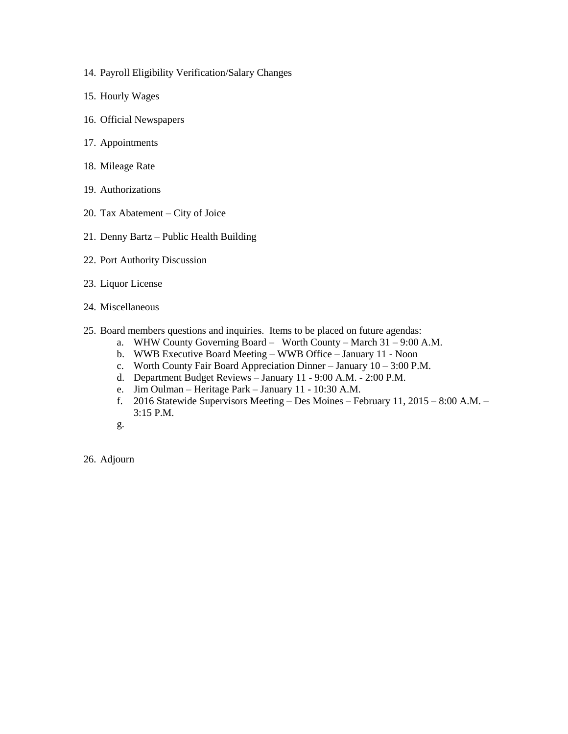14. Payroll Eligibility Verification/Salary Changes

15. Hourly Wages

16. Official Newspapers

17. Appointments

18. Mileage Rate

19. Authorizations

20. Tax Abatement – City of Joice

21. Denny Bartz – Public Health Building

22. Port Authority Discussion

23. Liquor License

24. Miscellaneous

25. Board members questions and inquiries. Items to be placed on future agendas:
    a. WHW County Governing Board – Worth County – March 31 – 9:00 A.M.
    b. WWB Executive Board Meeting – WWB Office – January 11 - Noon
    c. Worth County Fair Board Appreciation Dinner – January 10 – 3:00 P.M.
    d. Department Budget Reviews – January 11 - 9:00 A.M. - 2:00 P.M.
    e. Jim Oulman – Heritage Park – January 11 - 10:30 A.M.
    f. 2016 Statewide Supervisors Meeting – Des Moines – February 11, 2015 – 8:00 A.M. – 3:15 P.M.
    g.

26. Adjourn